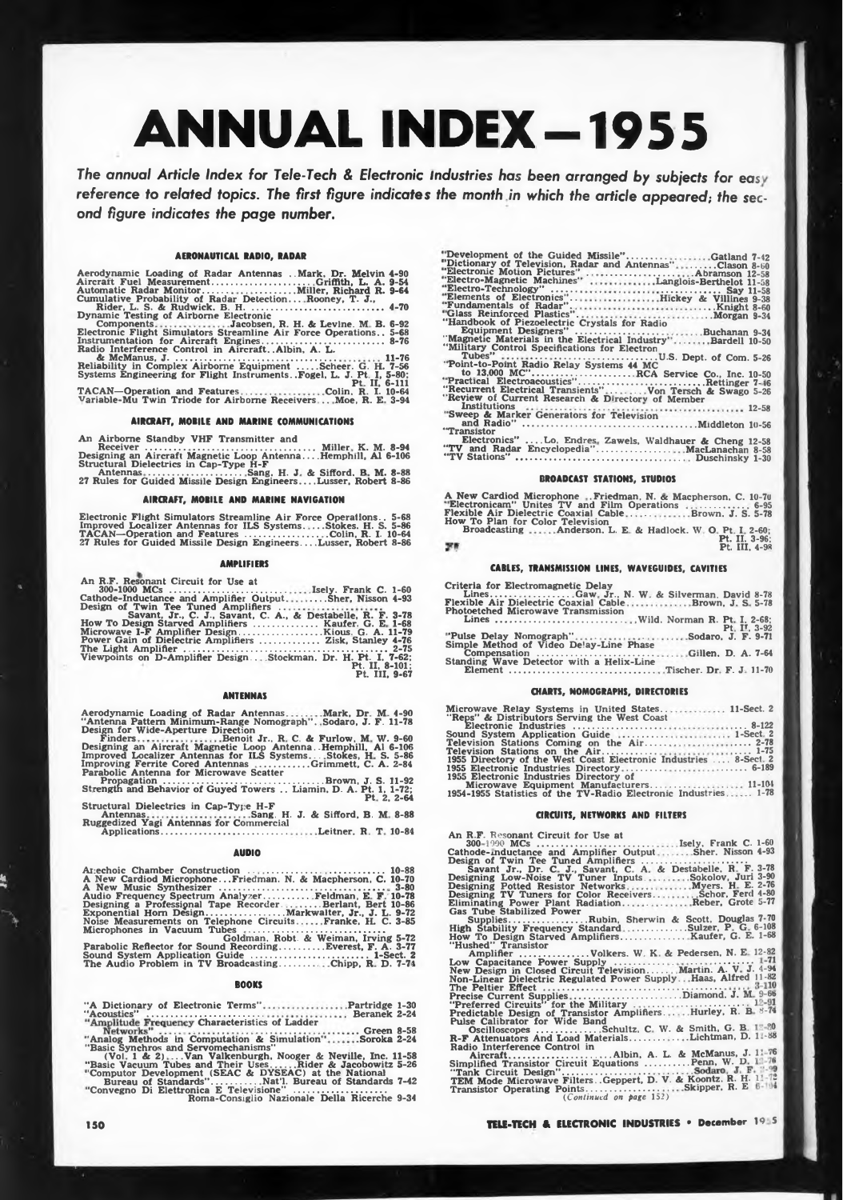# ANNUAL INDEX—1955

*The annual Article Index for Tele-Tech & Electronic Industries has been arranged by subjects for easy reference to related topics. The first figure indicates the month in which the article appeared; the second figure indicates the page number.*

### AERONAUTICAL RADIO, RADAR

Aerodynamic Loading of Radar Antennas . . Mark, Dr. Melvin 4-90
Aircraft Fuel Measurement . . . . . . . . . . Griffith, L. A. 9-54
Automatic Radar Monitor . . . . . . . . . . Miller, Richard R. 9-64
Cumulative Probability of Radar Detection . . . Rooney, T. J., Rider, L. S. & Rudwick, B. H. . . . . . . . . . 4-70
Dynamic Testing of Airborne Electronic Components . . . . . . . . Jacobsen, R. H. & Levine. M. B. 6-92
Electronic Flight Simulators Streamline Air Force Operations . . 5-68
Instrumentation for Aircraft Engines . . . . . . . . . . 8-76
Radio Interference Control in Aircraft . . Albin, A. L. & McManus, J. . . . . . . . . . 11-76
Reliability in Complex Airborne Equipment . . . . Scheer. G. H. 7-56
Systems Engineering for Flight Instruments . . Fogel, L. J. Pt. I, 5-80; Pt. II, 6-111
TACAN—Operation and Features . . . . . . . . . . Colin, R. I. 10-64
Variable-Mu Twin Triode for Airborne Receivers . . . Moe, R. E. 3-94

### AIRCRAFT, MOBILE AND MARINE COMMUNICATIONS

An Airborne Standby VHF Transmitter and Receiver . . . . . . . . . . Miller, K. M. 8-94
Designing an Aircraft Magnetic Loop Antenna . . . . Hemphill, Al 6-106
Structural Dielectrics in Cap-Type H-F Antennas . . . . . . . . . . Sang, H. J. & Sifford, B. M. 8-88
27 Rules for Guided Missile Design Engineers . . . . Lusser, Robert 8-86

### AIRCRAFT, MOBILE AND MARINE NAVIGATION

Electronic Flight Simulators Streamline Air Force Operations . . 5-68
Improved Localizer Antennas for ILS Systems . . . . Stokes, H. S. 5-86
TACAN—Operation and Features . . . . . . . . . . Colin, R. I. 10-64
27 Rules for Guided Missile Design Engineers . . . . Lusser, Robert 8-86

### AMPLIFIERS

An R.F. Resonant Circuit for Use at 300-1000 MCs . . . . . . . . . . Isely, Frank C. 1-60
Cathode-Inductance and Amplifier Output . . . . . . . . Sher, Nisson 4-93
Design of Twin Tee Tuned Amplifiers . . . . . . . . Savant, Jr., C. J., Savant, C. A., & Destabelle, R. F. 3-78
How To Design Starved Amplifiers . . . . . . . . Kaufer, G. E. 1-68
Microwave I-F Amplifier Design . . . . . . . . Kious, G. A. 11-79
Power Gain of Dielectric Amplifiers . . . . . . . . Zisk, Stanley 4-76
The Light Amplifier . . . . . . . . . . 2-75
Viewpoints on D-Amplifier Design . . . Stockman, Dr. H. Pt. I, 7-62; Pt. II, 8-101; Pt. III, 9-67

### ANTENNAS

Aerodynamic Loading of Radar Antennas . . . . . . . . Mark, Dr. M. 4-90
"Antenna Pattern Minimum-Range Nomograph" . . Sodaro, J. F. 11-78
Design for Wide-Aperture Direction Finders . . . . . . . . Benoit Jr., R. C. & Furlow, M. W. 9-60
Designing an Aircraft Magnetic Loop Antenna . . Hemphill, Al 6-106
Improved Localizer Antennas for ILS Systems . . . Stokes, H. S. 5-86
Improving Ferrite Cored Antennas . . . . . . . . Grimmett, C. A. 2-84
Parabolic Antenna for Microwave Scatter Propagation . . . . . . . . Brown, J. S. 11-92
Strength and Behavior of Guyed Towers . . Liamin, D. A. Pt. 1, 1-72; Pt. 2, 2-64
Structural Dielectrics in Cap-Type H-F Antennas . . . . . . . . Sang, H. J. & Sifford, B. M. 8-88
Ruggedized Yagi Antennas for Commercial Applications . . . . . . . . Leitner, R. T. 10-84

### AUDIO

Anechoic Chamber Construction . . . . . . . . . . 10-88
A New Cardiod Microphone . . . Friedman, N. & Macpherson, C. 10-70
A New Music Synthesizer . . . . . . . . . . 3-80
Audio Frequency Spectrum Analyzer . . . . . . . . Feldman, E. F. 10-78
Designing a Professional Tape Recorder . . . . . . . . Berlant, Bert 10-86
Exponential Horn Design . . . . . . . . Markwalter, Jr., J. L. 9-72
Noise Measurements on Telephone Circuits . . . . . . Franke, H. C. 3-85
Microphones in Vacuum Tubes . . . . . . . . Goldman, Robt. & Weiman, Irving 5-72
Parabolic Reflector for Sound Recording . . . . . . . . Everest, F. A. 3-77
Sound System Application Guide . . . . . . . . . . 1-Sect. 2
The Audio Problem in TV Broadcasting . . . . . . . . Chipp, R. D. 7-74

### BOOKS

"A Dictionary of Electronic Terms" . . . . . . . . Partridge 1-30
"Acoustics" . . . . . . . . . . Beranek 2-24
"Amplitude Frequency Characteristics of Ladder Networks" . . . . . . . . . . Green 8-58
"Analog Methods in Computation & Simulation" . . . . . . . Soroka 2-24
"Basic Synchros and Servomechanisms" (Vol. 1 & 2) . . . . Van Valkenburgh, Nooger & Neville, Inc. 11-58
"Basic Vacuum Tubes and Their Uses" . . . . . Rider & Jacobowitz 5-26
"Computor Development (SEAC & DYSEAC) at the National Bureau of Standards" . . . . . . . . Nat'l. Bureau of Standards 7-42
"Convegno Di Elettronica E Televisione" . . . . . . . . Roma-Consiglio Nazionale Della Ricerche 9-34
"Development of the Guided Missile" . . . . . . . . Gatland 7-42
"Dictionary of Television, Radar and Antennas" . . . . . . . Clason 8-60
"Electronic Motion Pictures" . . . . . . . . . . Abramson 12-58
"Electro-Magnetic Machines" . . . . . . . . Langlois-Berthelot 11-58
"Electro-Technology" . . . . . . . . . . Say 11-58
"Elements of Electronics" . . . . . . . . Hickey & Villines 9-38
"Fundamentals of Radar" . . . . . . . . . . Knight 8-60
"Glass Reinforced Plastics" . . . . . . . . . . Morgan 9-34
"Handbook of Piezoelectric Crystals for Radio Equipment Designers" . . . . . . . . . . Buchanan 9-34
"Magnetic Materials in the Electrical Industry" . . . . . . . . Bardell 10-50
"Military Control Specifications for Electron Tubes" . . . . . . . . U.S. Dept. of Com. 5-26
"Point-to-Point Radio Relay Systems 44 MC to 13,000 MC" . . . . . . . . RCA Service Co., Inc. 10-50
"Practical Electroacoustics" . . . . . . . . . . Rettinger 7-46
"Recurrent Electrical Transients" . . . . . . . . Von Tersch & Swago 5-26
"Review of Current Research & Directory of Member Institutions . . . . . . . . . . 12-58
"Sweep & Marker Generators for Television and Radio" . . . . . . . . . . Middleton 10-56
"Transistor Electronics" . . . . Lo, Endres, Zawels, Waldhauer & Cheng 12-58
"TV and Radar Encyclopedia" . . . . . . . . . . MacLanachan 8-58
"TV Stations" . . . . . . . . . . Duschinsky 1-30

### BROADCAST STATIONS, STUDIOS

A New Cardiod Microphone . . Friedman, N. & Macpherson, C. 10-70
"Electronicam" Unites TV and Film Operations . . . . . . . . 6-95
Flexible Air Dielectric Coaxial Cable . . . . . . . . Brown, J. S. 5-78
How To Plan for Color Television Broadcasting . . . . . . Anderson, L. E. & Hadlock, W. O. Pt. I, 2-60; Pt. II, 3-96; Pt. III, 4-98

### CABLES, TRANSMISSION LINES, WAVEGUIDES, CAVITIES

Criteria for Electromagnetic Delay Lines . . . . . . . . Gaw, Jr., N. W. & Silverman, David 8-78
Flexible Air Dielectric Coaxial Cable . . . . . . . . Brown, J. S. 5-78
Photoetched Microwave Transmission Lines . . . . . . . . Wild, Norman R. Pt. I, 2-68; Pt. II, 3-92
"Pulse Delay Nomograph" . . . . . . . . Sodaro, J. F. 9-71
Simple Method of Video Delay-Line Phase Compensation . . . . . . . . Gillen, D. A. 7-64
Standing Wave Detector with a Helix-Line Element . . . . . . . . Tischer, Dr. F. J. 11-70

### CHARTS, NOMOGRAPHS, DIRECTORIES

Microwave Relay Systems in United States . . . . . . . . 11-Sect. 2
"Reps" & Distributors Serving the West Coast Electronic Industries . . . . . . . . . . 8-122
Sound System Application Guide . . . . . . . . . . 1-Sect. 2
Television Stations Coming on the Air . . . . . . . . . . 2-78
Television Stations on the Air . . . . . . . . . . 1-75
1955 Directory of the West Coast Electronic Industries . . . . 8-Sect. 2
1955 Electronic Industries Directory . . . . . . . . . . 6-189
1955 Electronic Industries Directory of Microwave Equipment Manufacturers . . . . . . . . . . 11-104
1954-1955 Statistics of the TV-Radio Electronic Industries . . . . . . 1-78

### CIRCUITS, NETWORKS AND FILTERS

An R.F. Resonant Circuit for Use at 300-1000 MCs . . . . . . . . Isely, Frank C. 1-60
Cathode-inductance and Amplifier Output . . . . . . . . Sher, Nisson 4-93
Design of Twin Tee Tuned Amplifiers . . . . . . . . Savant Jr., Dr. C. J., Savant, C. A. & Destabelle, R. F. 3-78
Designing Low-Noise TV Tuner Inputs . . . . . . . . Sokolov, Juri 3-90
Designing Potted Resistor Networks . . . . . . . . Myers, H. E. 2-76
Designing TV Tuners for Color Receivers . . . . . . . . Schor, Ferd 4-80
Eliminating Power Plant Radiation . . . . . . . . Reber, Grote 5-77
Gas Tube Stabilized Power Supplies . . . . . . . . Rubin, Sherwin & Scott, Douglas 7-70
High Stability Frequency Standard . . . . . . . . Sulzer, P. G. 6-108
How To Design Starved Amplifiers . . . . . . . . Kaufer, G. E. 1-68
"Hushed" Transistor Amplifier . . . . . . . . Volkers, W. K. & Pedersen, N. E. 12-82
Low Capacitance Power Supply . . . . . . . . . . 1-71
New Design in Closed Circuit Television . . . . . . . . Martin, A. V. J. 4-94
Non-Linear Dielectric Regulated Power Supply . . . Haas, Alfred 11-82
The Peltier Effect . . . . . . . . . . 3-110
Precise Current Supplies . . . . . . . . Diamond, J. M. 9-66
"Preferred Circuits" for the Military . . . . . . . . . . 12-91
Predictable Design of Transistor Amplifiers . . . . . . Hurley, R. B. 8-74
Pulse Calibrator for Wide Band Oscilloscopes . . . . . . . . Schultz, C. W. & Smith, G. B. 12-80
R-F Attenuators And Load Materials . . . . . . . . Lichtman, D. 11-88
Radio Interference Control in Aircraft . . . . . . . . Albin, A. L. & McManus, J. 11-76
Simplified Transistor Circuit Equations . . . . . . . . Penn, W. D. 12-78
"Tank Circuit Design" . . . . . . . . Sodaro, J. F. 2-99
TEM Mode Microwave Filters . . Geppert, D. V. & Koontz, R. H. 11-72
Transistor Operating Points . . . . . . . . Skipper, R. E. 6-104

*(Continued on page 152)*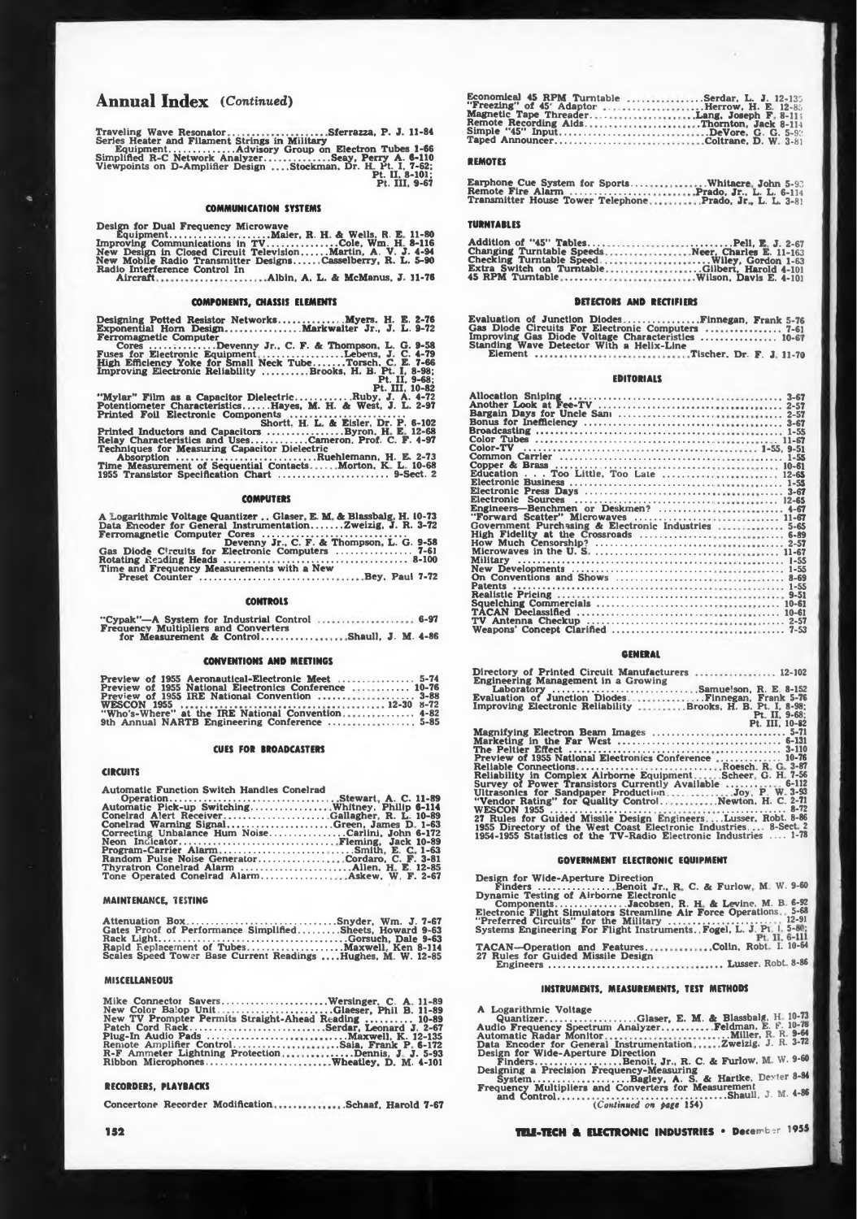# Annual Index *(Continued)*

Traveling Wave Resonator .......... Sferrazza, P. J. 11-84
Series Heater and Filament Strings in Military Equipment .......... Advisory Group on Electron Tubes 1-66
Simplified R-C Network Analyzer .......... Seay, Perry A. 6-110
Viewpoints on D-Amplifier Design .... Stockman, Dr. H. Pt. I, 7-62; Pt. II, 8-101; Pt. III, 9-67

### COMMUNICATION SYSTEMS

Design for Dual Frequency Microwave Equipment .......... Maier, R. H. & Wells, R. E. 11-80
Improving Communications in TV .......... Cole, Wm. H. 8-116
New Design in Closed Circuit Television .......... Martin, A. V. J. 4-94
New Mobile Radio Transmitter Designs .......... Casselberry, R. L. 5-90
Radio Interference Control In Aircraft .......... Albin, A. L. & McManus, J. 11-78

### COMPONENTS, CHASSIS ELEMENTS

Designing Potted Resistor Networks .......... Myers, H. E. 2-76
Exponential Horn Design .......... Markwalter Jr., J. L. 9-72
Ferromagnetic Computer Cores .......... Devenny Jr., C. F. & Thompson, L. G. 9-58
Fuses for Electronic Equipment .......... Lebens, J. C. 4-79
High Efficiency Yoke for Small Neck Tube .......... Torsch, C. E. 7-66
Improving Electronic Reliability .......... Brooks, H. B. Pt. I, 8-98; Pt. II, 9-68; Pt. III, 10-82
"Mylar" Film as a Capacitor Dielectric .......... Ruby, J. A. 4-72
Potentiometer Characteristics .......... Hayes, M. H. & West, J. L. 2-97
Printed Foil Electronic Components .......... Shortt, H. L. & Eisler, Dr. P. 6-102
Printed Inductors and Capacitors .......... Byron, H. E. 12-68
Relay Characteristics and Uses .......... Cameron, Prof. C. F. 4-97
Techniques for Measuring Capacitor Dielectric Absorption .......... Ruehlemann, H. E. 2-73
Time Measurement of Sequential Contacts .......... Morton, K. L. 10-68
1955 Transistor Specification Chart .......... 9-Sect. 2

### COMPUTERS

A Logarithmic Voltage Quantizer .. Glaser, E. M. & Blassbalg, H. 10-73
Data Encoder for General Instrumentation .......... Zweizig, J. R. 3-72
Ferromagnetic Computer Cores .......... Devenny Jr., C. F. & Thompson, L. G. 9-58
Gas Diode Circuits for Electronic Computers .......... 7-61
Rotating Reading Heads .......... 8-100
Time and Frequency Measurements with a New Preset Counter .......... Bey, Paul 7-72

### CONTROLS

"Cypak"—A System for Industrial Control .......... 6-97
Frequency Multipliers and Converters for Measurement & Control .......... Shaull, J. M. 4-86

### CONVENTIONS AND MEETINGS

Preview of 1955 Aeronautical-Electronic Meet .......... 5-74
Preview of 1955 National Electronics Conference .......... 10-76
Preview of 1955 IRE National Convention .......... 3-88
WESCON 1955 .......... 12-30 8-72
"Who's-Where" at the IRE National Convention .......... 4-82
9th Annual NARTB Engineering Conference .......... 5-85

### CUES FOR BROADCASTERS

#### CIRCUITS

Automatic Function Switch Handles Conelrad Operation .......... Stewart, A. C. 11-89
Automatic Pick-up Switching .......... Whitney, Philip 6-114
Conelrad Alert Receiver .......... Gallagher, R. L. 10-89
Conelrad Warning Signal .......... Green, James D. 1-63
Correcting Unbalance Hum Noise .......... Carlini, John 6-172
Neon Indicator .......... Fleming, Jack 10-89
Program-Carrier Alarm .......... Smith, E. C. 1-63
Random Pulse Noise Generator .......... Cordaro, C. F. 3-81
Thyratron Conelrad Alarm .......... Allen, H. E. 12-85
Tone Operated Conelrad Alarm .......... Askew, W. F. 2-67

#### MAINTENANCE, TESTING

Attenuation Box .......... Snyder, Wm. J. 7-67
Gates Proof of Performance Simplified .......... Sheets, Howard 9-63
Rack Light .......... Gorsuch, Dale 9-63
Rapid Replacement of Tubes .......... Maxwell, Ken 8-114
Scales Speed Tower Base Current Readings .... Hughes, M. W. 12-85

#### MISCELLANEOUS

Mike Connector Savers .......... Wersinger, C. A. 11-89
New Color Balop Unit .......... Glaeser, Phil B. 11-89
New TV Prompter Permits Straight-Ahead Reading .......... 10-89
Patch Cord Rack .......... Serdar, Leonard J. 2-67
Plug-In Audio Pads .......... Maxwell, K. 12-135
Remote Amplifier Control .......... Saia, Frank P. 6-172
R-F Ammeter Lightning Protection .......... Dennis, J. J. 5-93
Ribbon Microphones .......... Wheatley, D. M. 4-101

#### RECORDERS, PLAYBACKS

Concertone Recorder Modification .......... Schaaf, Harold 7-67
Economical 45 RPM Turntable .......... Serdar, L. J. 12-135
"Freezing" of 45' Adaptor .......... Herrow, H. E. 12-85
Magnetic Tape Threader .......... Lang, Joseph F. 8-114
Remote Recording Aids .......... Thornton, Jack 8-114
Simple "45" Input .......... DeVore, G. G. 5-93
Taped Announcer .......... Coltrane, D. W. 3-81

#### REMOTES

Earphone Cue System for Sports .......... Whitacre, John 5-93
Remote Fire Alarm .......... Prado, Jr., L. L. 6-114
Transmitter House Tower Telephone .......... Prado, Jr., L. L. 3-81

#### TURNTABLES

Addition of "45" Tables .......... Pell, E. J. 2-67
Changing Turntable Speeds .......... Neer, Charles E. 11-163
Checking Turntable Speed .......... Wiley, Gordon 1-63
Extra Switch on Turntable .......... Gilbert, Harold 4-101
45 RPM Turntable .......... Wilson, Davis E. 4-101

### DETECTORS AND RECTIFIERS

Evaluation of Junction Diodes .......... Finnegan, Frank 5-76
Gas Diode Circuits For Electronic Computers .......... 7-61
Improving Gas Diode Voltage Characteristics .......... 10-67
Standing Wave Detector With a Helix-Line Element .......... Tischer, Dr. F. J. 11-70

### EDITORIALS

Allocation Sniping .......... 3-67
Another Look at Fee-TV .......... 2-57
Bargain Days for Uncle Sam .......... 2-57
Bonus for Inefficiency .......... 3-67
Broadcasting .......... 1-55
Color Tubes .......... 11-67
Color-TV .......... 1-55, 9-51
Common Carrier .......... 1-55
Copper & Brass .......... 10-61
Education . . . Too Little, Too Late .......... 12-65
Electronic Business .......... 1-55
Electronic Press Days .......... 3-67
Electronic Sources .......... 12-65
Engineers—Benchmen or Deskmen? .......... 4-67
"Forward Scatter" Microwaves .......... 11-67
Government Purchasing & Electronic Industries .......... 5-65
High Fidelity at the Crossroads .......... 6-89
How Much Censorship? .......... 2-57
Microwaves in the U. S. .......... 11-67
Military .......... 1-55
New Developments .......... 1-55
On Conventions and Shows .......... 8-69
Patents .......... 1-55
Realistic Pricing .......... 9-51
Squelching Commercials .......... 10-61
TACAN Declassified .......... 10-61
TV Antenna Checkup .......... 2-57
Weapons' Concept Clarified .......... 7-53

### GENERAL

Directory of Printed Circuit Manufacturers .......... 12-102
Engineering Management in a Growing Laboratory .......... Samuelson, R. E. 8-152
Evaluation of Junction Diodes .......... Finnegan, Frank 5-76
Improving Electronic Reliability .......... Brooks, H. B. Pt. I, 8-98; Pt. II, 9-68; Pt. III, 10-82
Magnifying Electron Beam Images .......... 5-71
Marketing in the Far West .......... 6-131
The Peltier Effect .......... 3-110
Preview of 1955 National Electronics Conference .......... 10-76
Reliable Connections .......... Roesch, R. G. 3-87
Reliability in Complex Airborne Equipment .......... Scheer, G. H. 7-56
Survey of Power Transistors Currently Available .......... 6-112
Ultrasonics for Sandpaper Production .......... Joy, P. W. 3-93
"Vendor Rating" for Quality Control .......... Newton, H. C. 2-71
WESCON 1955 .......... 8-72
27 Rules for Guided Missile Design Engineers .......... Lusser, Robt. 8-86
1955 Directory of the West Coast Electronic Industries .... 8-Sect. 2
1954-1955 Statistics of the TV-Radio Electronic Industries .... 1-78

### GOVERNMENT ELECTRONIC EQUIPMENT

Design for Wide-Aperture Direction Finders .......... Benoit Jr., R. C. & Furlow, M. W. 9-60
Dynamic Testing of Airborne Electronic Components .......... Jacobsen, R. H. & Levine, M. B. 6-92
Electronic Flight Simulators Streamline Air Force Operations .. 5-68
"Preferred Circuits" for the Military .......... 12-91
Systems Engineering For Flight Instruments .. Fogel, L. J. Pt. I, 5-80; Pt. II, 6-111
TACAN—Operation and Features .......... Colin, Robt. I. 10-64
27 Rules for Guided Missile Design Engineers .......... Lusser, Robt. 8-86

### INSTRUMENTS, MEASUREMENTS, TEST METHODS

A Logarithmic Voltage Quantizer .......... Glaser, E. M. & Blassbalg, H. 10-73
Audio Frequency Spectrum Analyzer .......... Feldman, E. F. 10-78
Automatic Radar Monitor .......... Miller, R. R. 9-64
Data Encoder for General Instrumentation .......... Zweizig, J. R. 3-72
Design for Wide-Aperture Direction Finders .......... Benoit, Jr., R. C. & Furlow, M. W. 9-60
Designing a Precision Frequency-Measuring System .......... Bagley, A. S. & Hartke, Dexter 8-84
Frequency Multipliers and Converters for Measurement and Control .......... Shaull, J. M. 4-86

*(Continued on page 154)*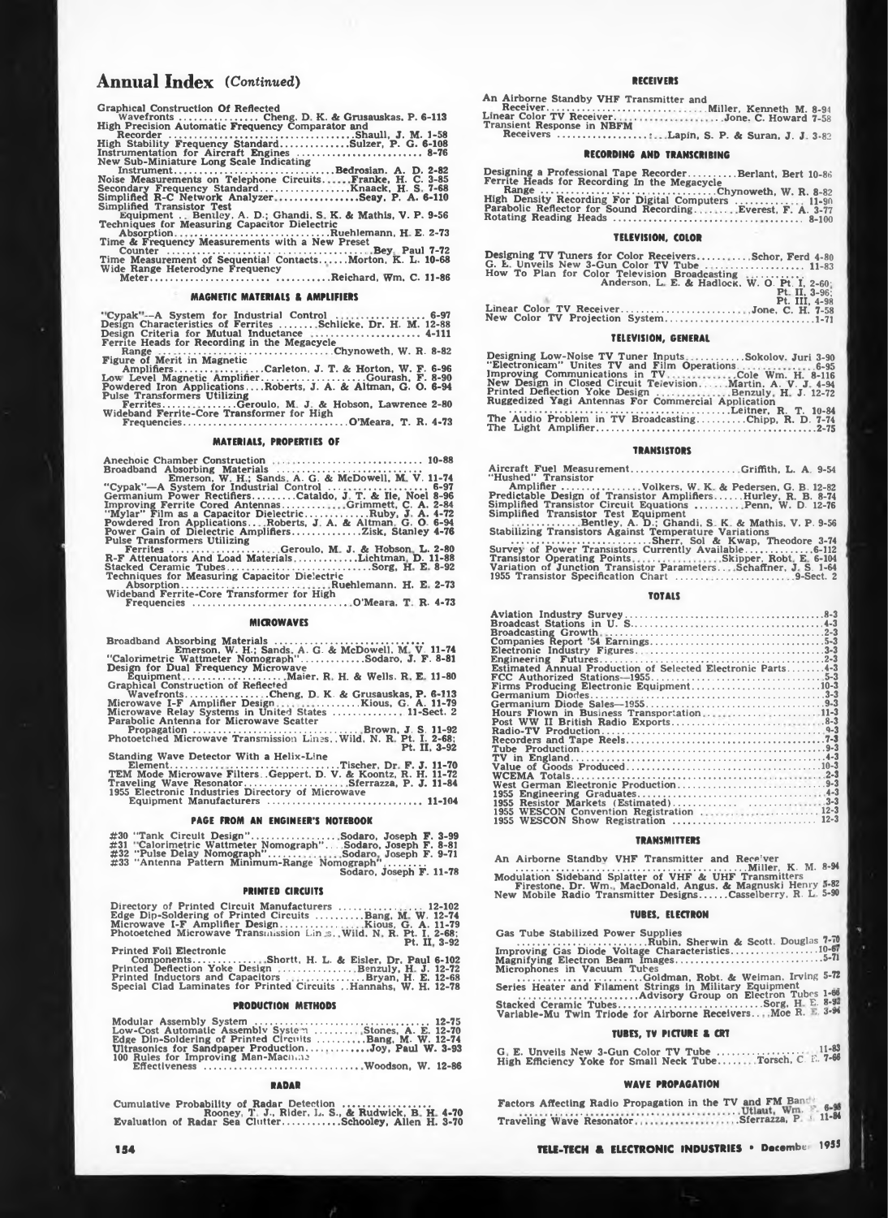## Annual Index *(Continued)*

Graphical Construction Of Reflected Wavefronts ................ Cheng, D. K. & Grusauskas, P. 6-113
High Precision Automatic Frequency Comparator and Recorder ................................. Shaull, J. M. 1-58
High Stability Frequency Standard.............. Sulzer, P. G. 6-108
Instrumentation for Aircraft Engines ......................... 8-76
New Sub-Miniature Long Scale Indicating Instrument................................ Bedrosian, A. D. 2-82
Noise Measurements on Telephone Circuits...... Franke, H. C. 3-85
Secondary Frequency Standard.................. Knaack, H. S. 7-68
Simplified R-C Network Analyzer................ Seay, P. A. 6-110
Simplified Transistor Test Equipment ... Bentley, A. D.; Ghandi, S. K. & Mathis, V. P. 9-56
Techniques for Measuring Capacitor Dielectric Absorption............................. Ruehlemann, H. E. 2-73
Time & Frequency Measurements with a New Preset Counter ........................................ Bey, Paul 7-72
Time Measurement of Sequential Contacts...... Morton, K. L. 10-68
Wide Range Heterodyne Frequency Meter......................... Reichard, Wm. C. 11-86

### MAGNETIC MATERIALS & AMPLIFIERS

"Cypak"—A System for Industrial Control ................. 6-97
Design Characteristics of Ferrites ........ Schlicke, Dr. H. M. 12-88
Design Criteria for Mutual Inductance ..................... 4-111
Ferrite Heads for Recording in the Megacycle Range ...................................... Chynoweth, W. R. 8-82
Figure of Merit in Magnetic Amplifiers.................. Carleton, J. T. & Horton, W. F. 6-96
Low Level Magnetic Amplifier................... Gourash, F. 8-90
Powdered Iron Applications.... Roberts, J. A. & Altman, G. O. 6-94
Pulse Transformers Utilizing Ferrites.............. Geroulo, M. J. & Hobson, Lawrence 2-80
Wideband Ferrite-Core Transformer for High Frequencies................................ O'Meara, T. R. 4-73

### MATERIALS, PROPERTIES OF

Anechoic Chamber Construction ............................ 10-88
Broadband Absorbing Materials ............................ Emerson, W. H.; Sands, A. G. & McDowell, M. V. 11-74
"Cypak"—A System for Industrial Control .................. 6-97
Germanium Power Rectifiers......... Cataldo, J. T. & Ile, Noel 8-96
Improving Ferrite Cored Antennas............ Grimmett, C. A. 2-84
"Mylar" Film as a Capacitor Dielectric............. Ruby, J. A. 4-72
Powdered Iron Applications.... Roberts, J. A. & Altman, G. O. 6-94
Power Gain of Dielectric Amplifiers............. Zisk, Stanley 4-76
Pulse Transformers Utilizing Ferrites ..................... Geroulo, M. J. & Hobson, L. 2-80
R-F Attenuators And Load Materials............ Lichtman, D. 11-88
Stacked Ceramic Tubes.......................... Sorg, H. E. 8-92
Techniques for Measuring Capacitor Dielectric Absorption.............................. Ruehlemann, H. E. 2-73
Wideband Ferrite-Core Transformer for High Frequencies ............................... O'Meara, T. R. 4-73

### MICROWAVES

Broadband Absorbing Materials ............................ Emerson, W. H.; Sands, A. G. & McDowell, M. V. 11-74
"Calorimetric Wattmeter Nomograph"............ Sodaro, J. F. 8-81
Design for Dual Frequency Microwave Equipment.................... Maier, R. H. & Wells, R. E. 11-80
Graphical Construction of Reflected Wavefronts................. Cheng, D. K. & Grusauskas, P. 6-113
Microwave I-F Amplifier Design................. Kious, G. A. 11-79
Microwave Relay Systems in United States ............. 11-Sect. 2
Parabolic Antenna for Microwave Scatter Propagation ................................ Brown, J. S. 11-92
Photoetched Microwave Transmission Lines.. Wild, N. R. Pt. I, 2-68; Pt. II, 3-92
Standing Wave Detector With a Helix-Line Element................................ Tischer, Dr. F. J. 11-70
TEM Mode Microwave Filters.. Geppert, D. V. & Koontz, R. H. 11-72
Traveling Wave Resonator.................... Sferrazza, P. J. 11-84
1955 Electronic Industries Directory of Microwave Equipment Manufacturers .............................. 11-104

### PAGE FROM AN ENGINEER'S NOTEBOOK

#30 "Tank Circuit Design".................. Sodaro, Joseph F. 3-99
#31 "Calorimetric Wattmeter Nomograph".... Sodaro, Joseph F. 8-81
#32 "Pulse Delay Nomograph"............... Sodaro, Joseph F. 9-71
#33 "Antenna Pattern Minimum-Range Nomograph"........ Sodaro, Joseph F. 11-78

### PRINTED CIRCUITS

Directory of Printed Circuit Manufacturers ................ 12-102
Edge Dip-Soldering of Printed Circuits .......... Bang, M. W. 12-74
Microwave I-F Amplifier Design.................. Kious, G. A. 11-79
Photoetched Microwave Transmission Lines.. Wild, N. R. Pt. I, 2-68; Pt. II, 3-92
Printed Foil Electronic Components............... Shortt, H. L. & Eisler, Dr. Paul 6-102
Printed Deflection Yoke Design ............... Benzuly, H. J. 12-72
Printed Inductors and Capacitors .............. Bryan, H. E. 12-68
Special Clad Laminates for Printed Circuits .. Hannahs, W. H. 12-78

### PRODUCTION METHODS

Modular Assembly System .................................. 12-75
Low-Cost Automatic Assembly System .......... Stones, A. E. 12-70
Edge Dip-Soldering of Printed Circuits .......... Bang, M. W. 12-74
Ultrasonics for Sandpaper Production............ Joy, Paul W. 3-93
100 Rules for Improving Man-Machine Effectiveness .............................. Woodson, W. 12-86

### RADAR

Cumulative Probability of Radar Detection .................. Rooney, T. J., Rider, L. S., & Rudwick, B. H. 4-70
Evaluation of Radar Sea Clutter............ Schooley, Allen H. 3-70

### RECEIVERS

An Airborne Standby VHF Transmitter and Receiver................................ Miller, Kenneth M. 8-94
Linear Color TV Receiver..................... Jone, C. Howard 7-58
Transient Response in NBFM Receivers .................... Lapin, S. P. & Suran, J. J. 3-82

### RECORDING AND TRANSCRIBING

Designing a Professional Tape Recorder.......... Berlant, Bert 10-86
Ferrite Heads for Recording in the Megacycle Range .................................... Chynoweth, W. R. 8-82
High Density Recording For Digital Computers ............. 11-90
Parabolic Reflector for Sound Recording......... Everest, F. A. 3-77
Rotating Reading Heads .................................... 8-100

### TELEVISION, COLOR

Designing TV Tuners for Color Receivers........... Schor, Ferd 4-80
G. E. Unveils New 3-Gun Color TV Tube ................... 11-83
How To Plan for Color Television Broadcasting ........ Anderson, L. E. & Hadlock, W. O. Pt. I, 2-60; Pt. II, 3-96; Pt. III, 4-98
Linear Color TV Receiver......................... Jone, C. H. 7-58
New Color TV Projection System............................ 1-71

### TELEVISION, GENERAL

Designing Low-Noise TV Tuner Inputs............ Sokolov, Juri 3-90
"Electronicam" Unites TV and Film Operations.............. 6-95
Improving Communications in TV............ Cole Wm. H. 8-116
New Design in Closed Circuit Television...... Martin, A. V. J. 4-94
Printed Deflection Yoke Design .............. Benzuly, H. J. 12-72
Ruggedized Yagi Antennas For Commercial Application .......................................... Leitner, R. T. 10-84
The Audio Problem in TV Broadcasting.......... Chipp, R. D. 7-74
The Light Amplifier......................................... 2-75

### TRANSISTORS

Aircraft Fuel Measurement....................... Griffith, L. A. 9-54
"Hushed" Transistor Amplifier ............... Volkers, W. K. & Pedersen, G. B. 12-82
Predictable Design of Transistor Amplifiers...... Hurley, R. B. 8-74
Simplified Transistor Circuit Equations .......... Penn, W. D. 12-76
Simplified Transistor Test Equipment ............. Bentley, A. D.; Ghandi, S. K. & Mathis, V. P. 9-56
Stabilizing Transistors Against Temperature Variations .......................... Sherr, Sol & Kwap, Theodore 3-74
Survey of Power Transistors Currently Available.............. 6-112
Transistor Operating Points................. Skipper, Robt. E. 6-104
Variation of Junction Transistor Parameters.... Schaffner, J. S. 1-64
1955 Transistor Specification Chart ....................... 9-Sect. 2

### TOTALS

Aviation Industry Survey.................................... 8-3
Broadcast Stations in U. S.................................. 4-3
Broadcasting Growth........................................ 2-3
Companies Report '54 Earnings.............................. 5-3
Electronic Industry Figures................................. 3-3
Engineering Futures........................................ 2-3
Estimated Annual Production of Selected Electronic Parts........ 4-3
FCC Authorized Stations—1955............................... 5-3
Firms Producing Electronic Equipment....................... 10-3
Germanium Diodes........................................... 3-3
Germanium Diode Sales—1955................................. 9-3
Hours Flown in Business Transportation..................... 11-3
Post WW II British Radio Exports............................ 8-3
Radio-TV Production........................................ 9-3
Recorders and Tape Reels................................... 7-3
Tube Production............................................ 9-3
TV in England.............................................. 4-3
Value of Goods Produced................................... 10-3
WCEMA Totals............................................... 2-3
West German Electronic Production.......................... 5-3
1955 Engineering Graduates................................. 4-3
1955 Resistor Markets (Estimated)........................... 3-3
1955 WESCON Convention Registration ....................... 12-3
1955 WESCON Show Registration ............................ 12-3

### TRANSMITTERS

An Airborne Standby VHF Transmitter and Receiver ............................................... Miller, K. M. 8-94
Modulation Sideband Splatter of VHF & UHF Transmitters Firestone, Dr. Wm., MacDonald, Angus, & Magnuski Henry 5-82
New Mobile Radio Transmitter Designs...... Casselberry, R. L. 5-90

### TUBES, ELECTRON

Gas Tube Stabilized Power Supplies ........................ Rubin, Sherwin & Scott, Douglas 7-70
Improving Gas Diode Voltage Characteristics................ 10-67
Magnifying Electron Beam Images............................ 5-71
Microphones in Vacuum Tubes ......................... Goldman, Robt. & Weiman, Irving 5-72
Series Heater and Filament Strings in Military Equipment ......................... Advisory Group on Electron Tubes 1-66
Stacked Ceramic Tubes............................ Sorg, H. E. 8-92
Variable-Mu Twin Triode for Airborne Receivers.... Moe R. E. 3-94

### TUBES, TV PICTURE & CRT

G. E. Unveils New 3-Gun Color TV Tube ..................... 11-83
High Efficiency Yoke for Small Neck Tube........ Torsch, C. E. 7-66

### WAVE PROPAGATION

Factors Affecting Radio Propagation in the TV and FM Bands ............................................ Utlaut, Wm. F. 6-98
Traveling Wave Resonator...................... Sferrazza, P. J. 11-84